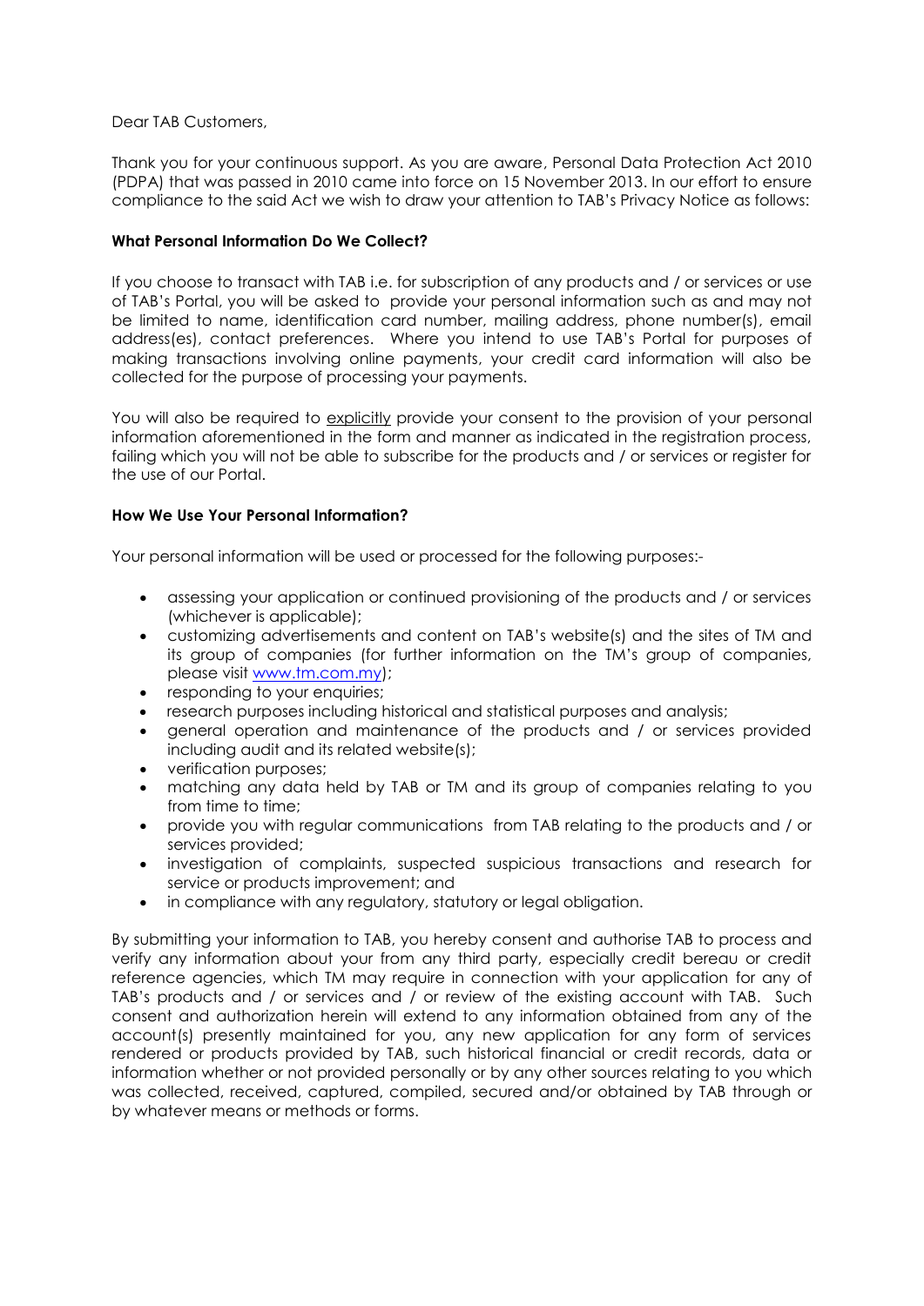Dear TAB Customers,

Thank you for your continuous support. As you are aware, Personal Data Protection Act 2010 (PDPA) that was passed in 2010 came into force on 15 November 2013. In our effort to ensure compliance to the said Act we wish to draw your attention to TAB's Privacy Notice as follows:

**What Personal Information Do We Collect?**

If you choose to transact with TAB i.e. for subscription of any products and / or services or use of TAB's Portal, you will be asked to provide your personal information such as and may not be limited to name, identification card number, mailing address, phone number(s), email address(es), contact preferences. Where you intend to use TAB's Portal for purposes of making transactions involving online payments, your credit card information will also be collected for the purpose of processing your payments.

You will also be required to explicitly provide your consent to the provision of your personal information aforementioned in the form and manner as indicated in the registration process, failing which you will not be able to subscribe for the products and / or services or register for the use of our Portal.

**How We Use Your Personal Information?**

Your personal information will be used or processed for the following purposes:-

- assessing your application or continued provisioning of the products and / or services (whichever is applicable);
- customizing advertisements and content on TAB's website(s) and the sites of TM and its group of companies (for further information on the TM's group of companies, please visit [www.tm.com.my](www.tm.com.my));
- responding to your enquiries;
- research purposes including historical and statistical purposes and analysis;
- general operation and maintenance of the products and / or services provided including audit and its related website(s);
- verification purposes;
- matching any data held by TAB or TM and its group of companies relating to you from time to time;
- provide you with regular communications from TAB relating to the products and / or services provided;
- investigation of complaints, suspected suspicious transactions and research for service or products improvement; and
- in compliance with any regulatory, statutory or legal obligation.

By submitting your information to TAB, you hereby consent and authorise TAB to process and verify any information about your from any third party, especially credit bereau or credit reference agencies, which TM may require in connection with your application for any of TAB's products and / or services and / or review of the existing account with TAB. Such consent and authorization herein will extend to any information obtained from any of the account(s) presently maintained for you, any new application for any form of services rendered or products provided by TAB, such historical financial or credit records, data or information whether or not provided personally or by any other sources relating to you which was collected, received, captured, compiled, secured and/or obtained by TAB through or by whatever means or methods or forms.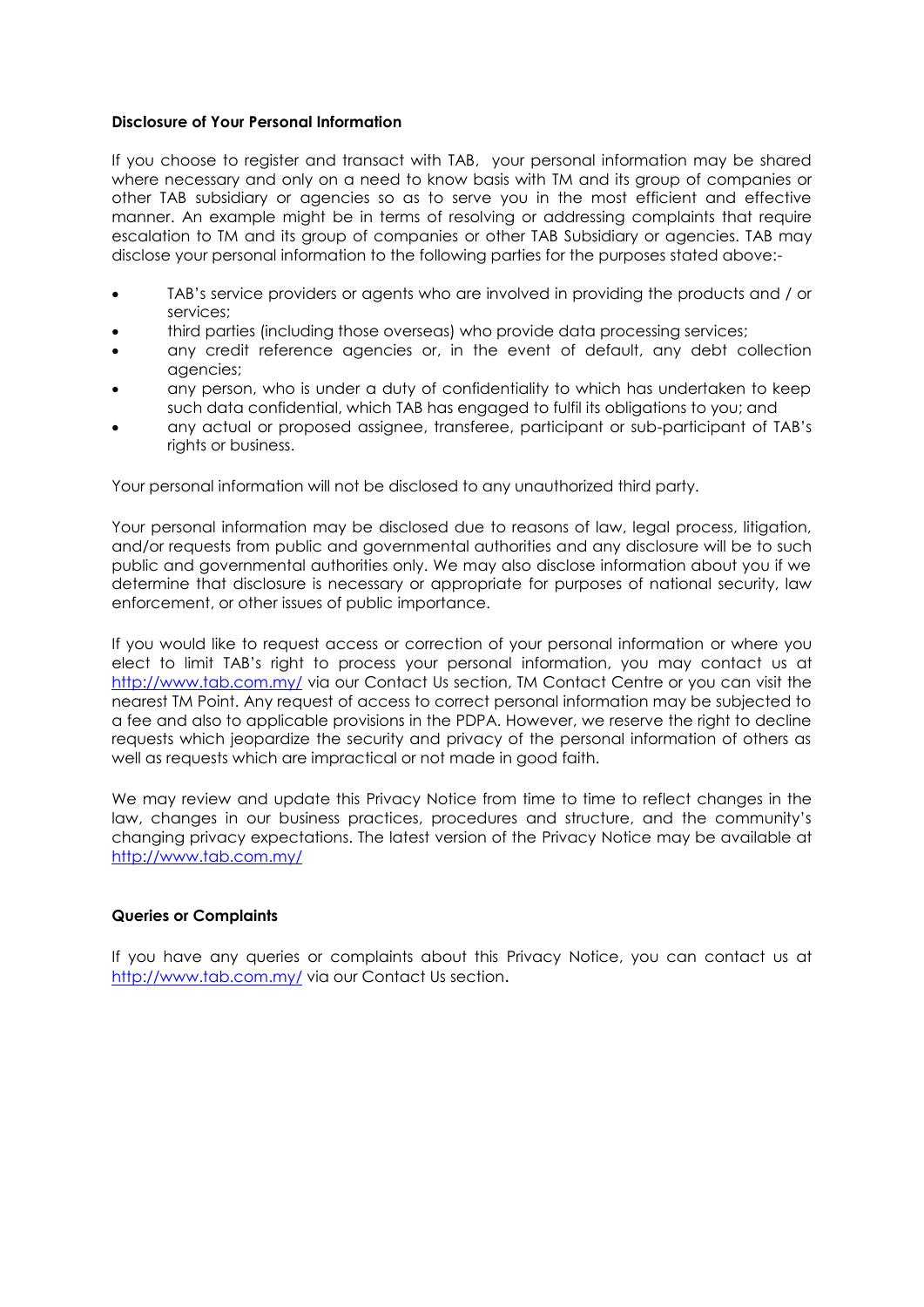**Disclosure of Your Personal Information**

If you choose to register and transact with TAB, your personal information may be shared where necessary and only on a need to know basis with TM and its group of companies or other TAB subsidiary or agencies so as to serve you in the most efficient and effective manner. An example might be in terms of resolving or addressing complaints that require escalation to TM and its group of companies or other TAB Subsidiary or agencies. TAB may disclose your personal information to the following parties for the purposes stated above:-

- TAB's service providers or agents who are involved in providing the products and / or services;
- third parties (including those overseas) who provide data processing services;
- any credit reference agencies or, in the event of default, any debt collection agencies;
- any person, who is under a duty of confidentiality to which has undertaken to keep such data confidential, which TAB has engaged to fulfil its obligations to you; and
- any actual or proposed assignee, transferee, participant or sub-participant of TAB's rights or business.

Your personal information will not be disclosed to any unauthorized third party.

Your personal information may be disclosed due to reasons of law, legal process, litigation, and/or requests from public and governmental authorities and any disclosure will be to such public and governmental authorities only. We may also disclose information about you if we determine that disclosure is necessary or appropriate for purposes of national security, law enforcement, or other issues of public importance.

If you would like to request access or correction of your personal information or where you elect to limit TAB's right to process your personal information, you may contact us at http://www.tab.com.my/ via our Contact Us section, TM Contact Centre or you can visit the nearest TM Point. Any request of access to correct personal information may be subjected to a fee and also to applicable provisions in the PDPA. However, we reserve the right to decline requests which jeopardize the security and privacy of the personal information of others as well as requests which are impractical or not made in good faith.

We may review and update this Privacy Notice from time to time to reflect changes in the law, changes in our business practices, procedures and structure, and the community's changing privacy expectations. The latest version of the Privacy Notice may be available at http://www.tab.com.my/

**Queries or Complaints**

If you have any queries or complaints about this Privacy Notice, you can contact us at http://www.tab.com.my/ via our Contact Us section.